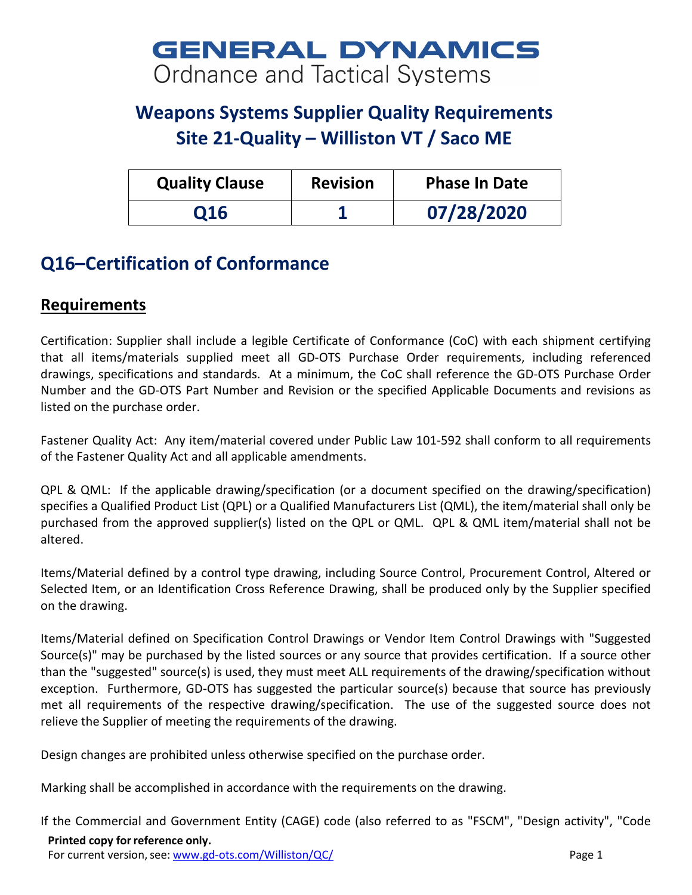# GENERAL DYNAMICS
Ordnance and Tactical Systems

## Weapons Systems Supplier Quality Requirements
## Site 21-Quality – Williston VT / Saco ME

| Quality Clause | Revision | Phase In Date |
|---|---|---|
| Q16 | 1 | 07/28/2020 |

# Q16–Certification of Conformance

## Requirements

Certification: Supplier shall include a legible Certificate of Conformance (CoC) with each shipment certifying that all items/materials supplied meet all GD-OTS Purchase Order requirements, including referenced drawings, specifications and standards. At a minimum, the CoC shall reference the GD-OTS Purchase Order Number and the GD-OTS Part Number and Revision or the specified Applicable Documents and revisions as listed on the purchase order.

Fastener Quality Act: Any item/material covered under Public Law 101-592 shall conform to all requirements of the Fastener Quality Act and all applicable amendments.

QPL & QML: If the applicable drawing/specification (or a document specified on the drawing/specification) specifies a Qualified Product List (QPL) or a Qualified Manufacturers List (QML), the item/material shall only be purchased from the approved supplier(s) listed on the QPL or QML. QPL & QML item/material shall not be altered.

Items/Material defined by a control type drawing, including Source Control, Procurement Control, Altered or Selected Item, or an Identification Cross Reference Drawing, shall be produced only by the Supplier specified on the drawing.

Items/Material defined on Specification Control Drawings or Vendor Item Control Drawings with "Suggested Source(s)" may be purchased by the listed sources or any source that provides certification. If a source other than the "suggested" source(s) is used, they must meet ALL requirements of the drawing/specification without exception. Furthermore, GD-OTS has suggested the particular source(s) because that source has previously met all requirements of the respective drawing/specification. The use of the suggested source does not relieve the Supplier of meeting the requirements of the drawing.

Design changes are prohibited unless otherwise specified on the purchase order.

Marking shall be accomplished in accordance with the requirements on the drawing.

If the Commercial and Government Entity (CAGE) code (also referred to as "FSCM", "Design activity", "Code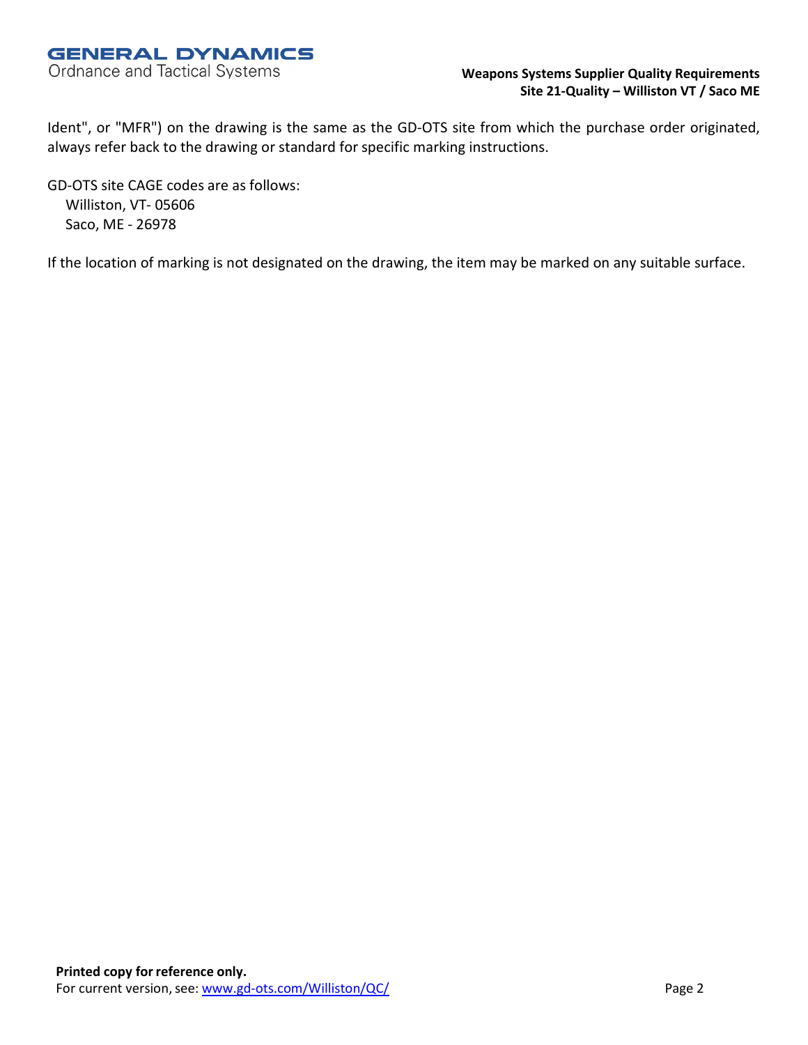Ident", or "MFR") on the drawing is the same as the GD-OTS site from which the purchase order originated, always refer back to the drawing or standard for specific marking instructions.

GD-OTS site CAGE codes are as follows:
 Williston, VT- 05606
 Saco, ME - 26978

If the location of marking is not designated on the drawing, the item may be marked on any suitable surface.